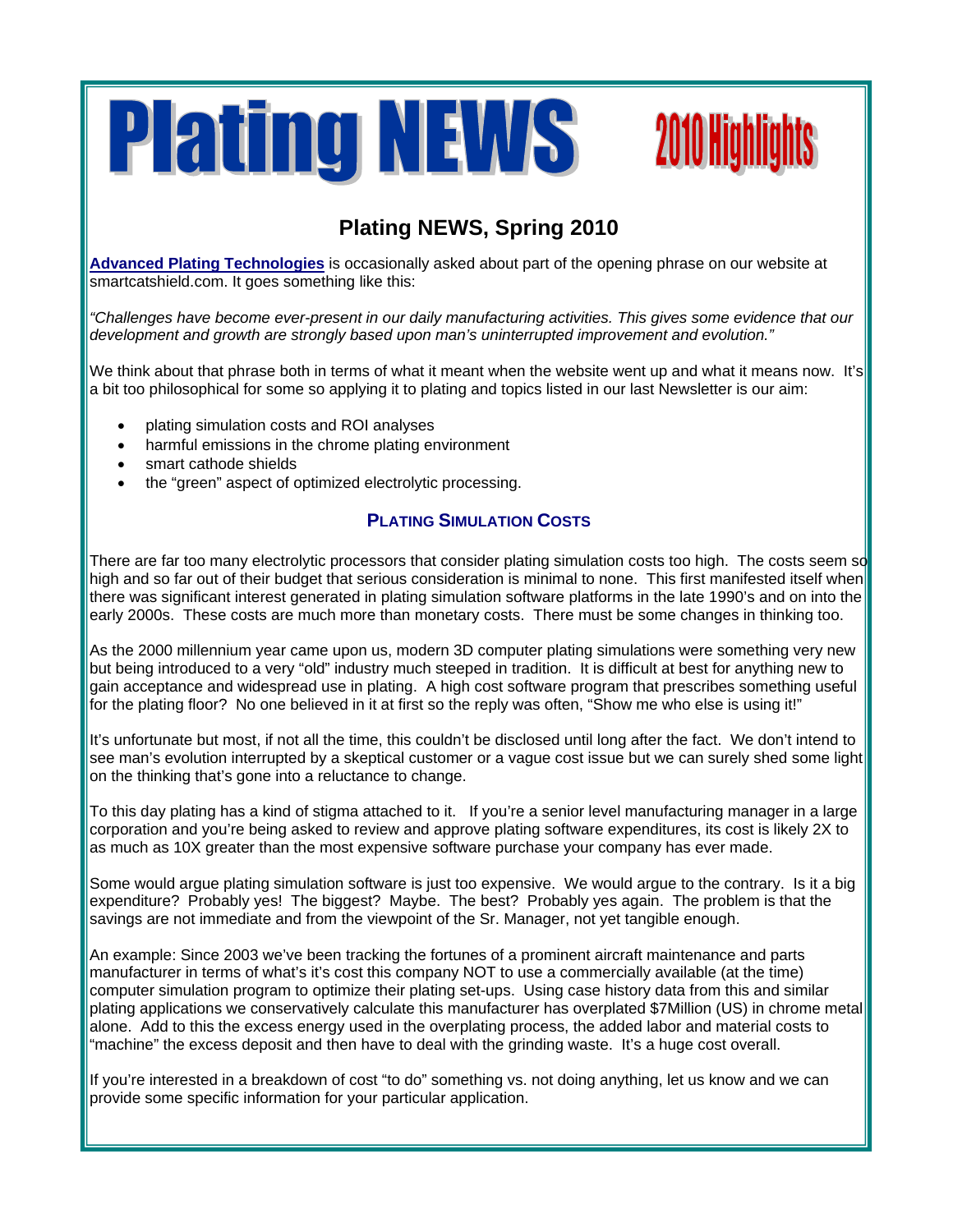# Plating NEWS 2010 Highlights

## Plating NEWS, Spring 2010

**Advanced Plating Technologies** is occasionally asked about part of the opening phrase on our website at smartcatshield.com. It goes something like this:

*"Challenges have become ever-present in our daily manufacturing activities. This gives some evidence that our development and growth are strongly based upon man's uninterrupted improvement and evolution."*

We think about that phrase both in terms of what it meant when the website went up and what it means now. It's a bit too philosophical for some so applying it to plating and topics listed in our last Newsletter is our aim:

- plating simulation costs and ROI analyses
- harmful emissions in the chrome plating environment
- smart cathode shields
- the "green" aspect of optimized electrolytic processing.

### PLATING SIMULATION COSTS

There are far too many electrolytic processors that consider plating simulation costs too high. The costs seem so high and so far out of their budget that serious consideration is minimal to none. This first manifested itself when there was significant interest generated in plating simulation software platforms in the late 1990's and on into the early 2000s. These costs are much more than monetary costs. There must be some changes in thinking too.

As the 2000 millennium year came upon us, modern 3D computer plating simulations were something very new but being introduced to a very "old" industry much steeped in tradition. It is difficult at best for anything new to gain acceptance and widespread use in plating. A high cost software program that prescribes something useful for the plating floor? No one believed in it at first so the reply was often, "Show me who else is using it!"

It's unfortunate but most, if not all the time, this couldn't be disclosed until long after the fact. We don't intend to see man's evolution interrupted by a skeptical customer or a vague cost issue but we can surely shed some light on the thinking that's gone into a reluctance to change.

To this day plating has a kind of stigma attached to it. If you're a senior level manufacturing manager in a large corporation and you're being asked to review and approve plating software expenditures, its cost is likely 2X to as much as 10X greater than the most expensive software purchase your company has ever made.

Some would argue plating simulation software is just too expensive. We would argue to the contrary. Is it a big expenditure? Probably yes! The biggest? Maybe. The best? Probably yes again. The problem is that the savings are not immediate and from the viewpoint of the Sr. Manager, not yet tangible enough.

An example: Since 2003 we've been tracking the fortunes of a prominent aircraft maintenance and parts manufacturer in terms of what's it's cost this company NOT to use a commercially available (at the time) computer simulation program to optimize their plating set-ups. Using case history data from this and similar plating applications we conservatively calculate this manufacturer has overplated $7Million (US) in chrome metal alone. Add to this the excess energy used in the overplating process, the added labor and material costs to "machine" the excess deposit and then have to deal with the grinding waste. It's a huge cost overall.

If you're interested in a breakdown of cost "to do" something vs. not doing anything, let us know and we can provide some specific information for your particular application.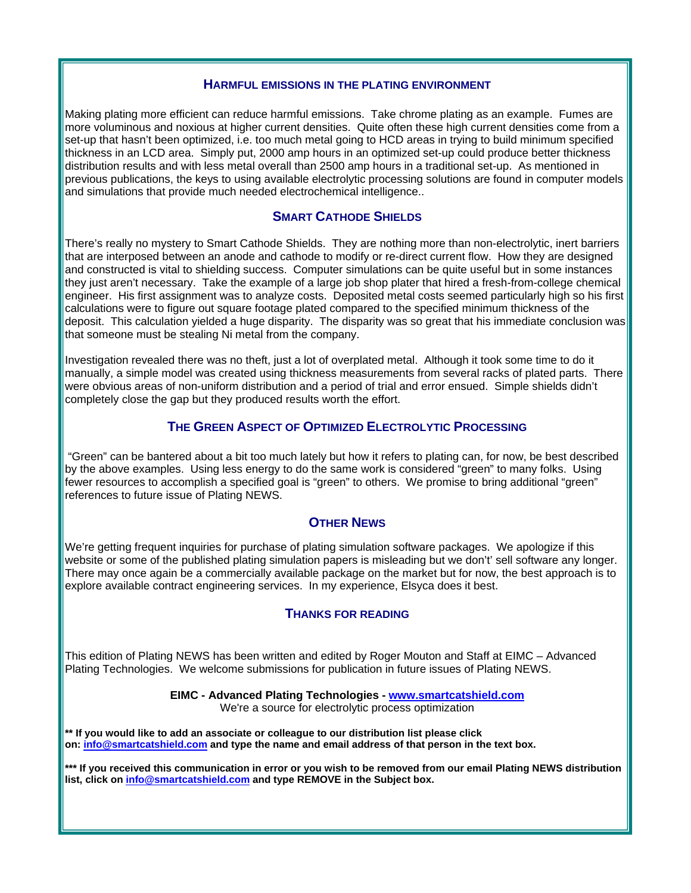## HARMFUL EMISSIONS IN THE PLATING ENVIRONMENT

Making plating more efficient can reduce harmful emissions. Take chrome plating as an example. Fumes are more voluminous and noxious at higher current densities. Quite often these high current densities come from a set-up that hasn't been optimized, i.e. too much metal going to HCD areas in trying to build minimum specified thickness in an LCD area. Simply put, 2000 amp hours in an optimized set-up could produce better thickness distribution results and with less metal overall than 2500 amp hours in a traditional set-up. As mentioned in previous publications, the keys to using available electrolytic processing solutions are found in computer models and simulations that provide much needed electrochemical intelligence..

## SMART CATHODE SHIELDS

There's really no mystery to Smart Cathode Shields. They are nothing more than non-electrolytic, inert barriers that are interposed between an anode and cathode to modify or re-direct current flow. How they are designed and constructed is vital to shielding success. Computer simulations can be quite useful but in some instances they just aren't necessary. Take the example of a large job shop plater that hired a fresh-from-college chemical engineer. His first assignment was to analyze costs. Deposited metal costs seemed particularly high so his first calculations were to figure out square footage plated compared to the specified minimum thickness of the deposit. This calculation yielded a huge disparity. The disparity was so great that his immediate conclusion was that someone must be stealing Ni metal from the company.

Investigation revealed there was no theft, just a lot of overplated metal. Although it took some time to do it manually, a simple model was created using thickness measurements from several racks of plated parts. There were obvious areas of non-uniform distribution and a period of trial and error ensued. Simple shields didn't completely close the gap but they produced results worth the effort.

## THE GREEN ASPECT OF OPTIMIZED ELECTROLYTIC PROCESSING

"Green" can be bantered about a bit too much lately but how it refers to plating can, for now, be best described by the above examples. Using less energy to do the same work is considered "green" to many folks. Using fewer resources to accomplish a specified goal is "green" to others. We promise to bring additional "green" references to future issue of Plating NEWS.

## OTHER NEWS

We're getting frequent inquiries for purchase of plating simulation software packages. We apologize if this website or some of the published plating simulation papers is misleading but we don't' sell software any longer. There may once again be a commercially available package on the market but for now, the best approach is to explore available contract engineering services. In my experience, Elsyca does it best.

## THANKS FOR READING

This edition of Plating NEWS has been written and edited by Roger Mouton and Staff at EIMC – Advanced Plating Technologies. We welcome submissions for publication in future issues of Plating NEWS.

**EIMC - Advanced Plating Technologies - [www.smartcatshield.com](http://www.smartcatshield.com)**
We're a source for electrolytic process optimization

**** If you would like to add an associate or colleague to our distribution list please click on: [info@smartcatshield.com](mailto:info@smartcatshield.com) and type the name and email address of that person in the text box.**

***** If you received this communication in error or you wish to be removed from our email Plating NEWS distribution list, click on [info@smartcatshield.com](mailto:info@smartcatshield.com) and type REMOVE in the Subject box.**